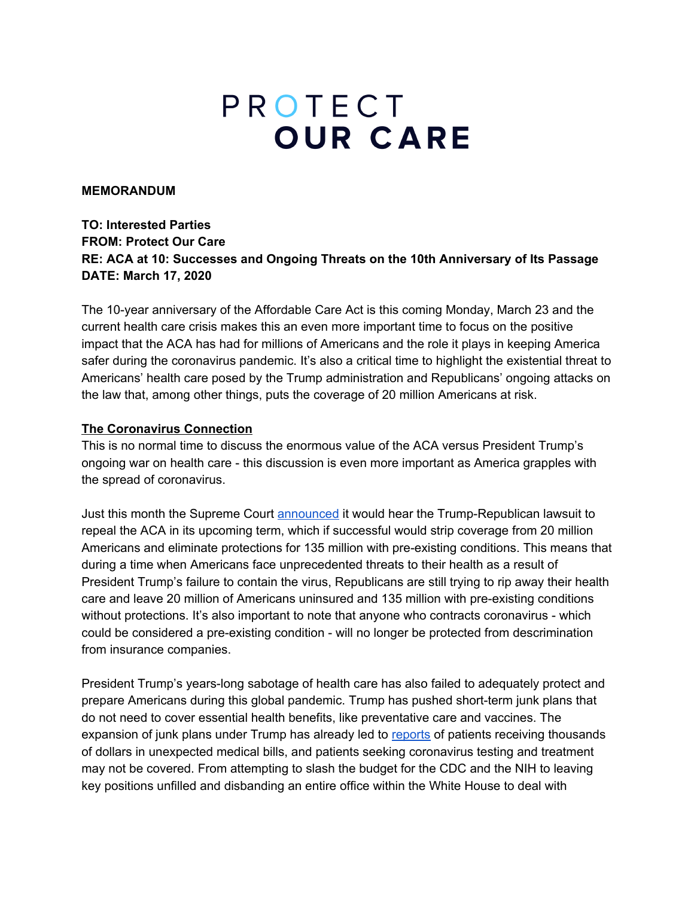# PROTECT OUR CARE

**MEMORANDUM**

**TO: Interested Parties**
**FROM: Protect Our Care**
**RE: ACA at 10: Successes and Ongoing Threats on the 10th Anniversary of Its Passage**
**DATE: March 17, 2020**

The 10-year anniversary of the Affordable Care Act is this coming Monday, March 23 and the current health care crisis makes this an even more important time to focus on the positive impact that the ACA has had for millions of Americans and the role it plays in keeping America safer during the coronavirus pandemic. It's also a critical time to highlight the existential threat to Americans' health care posed by the Trump administration and Republicans' ongoing attacks on the law that, among other things, puts the coverage of 20 million Americans at risk.

**The Coronavirus Connection**

This is no normal time to discuss the enormous value of the ACA versus President Trump's ongoing war on health care - this discussion is even more important as America grapples with the spread of coronavirus.

Just this month the Supreme Court announced it would hear the Trump-Republican lawsuit to repeal the ACA in its upcoming term, which if successful would strip coverage from 20 million Americans and eliminate protections for 135 million with pre-existing conditions. This means that during a time when Americans face unprecedented threats to their health as a result of President Trump's failure to contain the virus, Republicans are still trying to rip away their health care and leave 20 million of Americans uninsured and 135 million with pre-existing conditions without protections. It's also important to note that anyone who contracts coronavirus - which could be considered a pre-existing condition - will no longer be protected from descrimination from insurance companies.

President Trump's years-long sabotage of health care has also failed to adequately protect and prepare Americans during this global pandemic. Trump has pushed short-term junk plans that do not need to cover essential health benefits, like preventative care and vaccines. The expansion of junk plans under Trump has already led to reports of patients receiving thousands of dollars in unexpected medical bills, and patients seeking coronavirus testing and treatment may not be covered. From attempting to slash the budget for the CDC and the NIH to leaving key positions unfilled and disbanding an entire office within the White House to deal with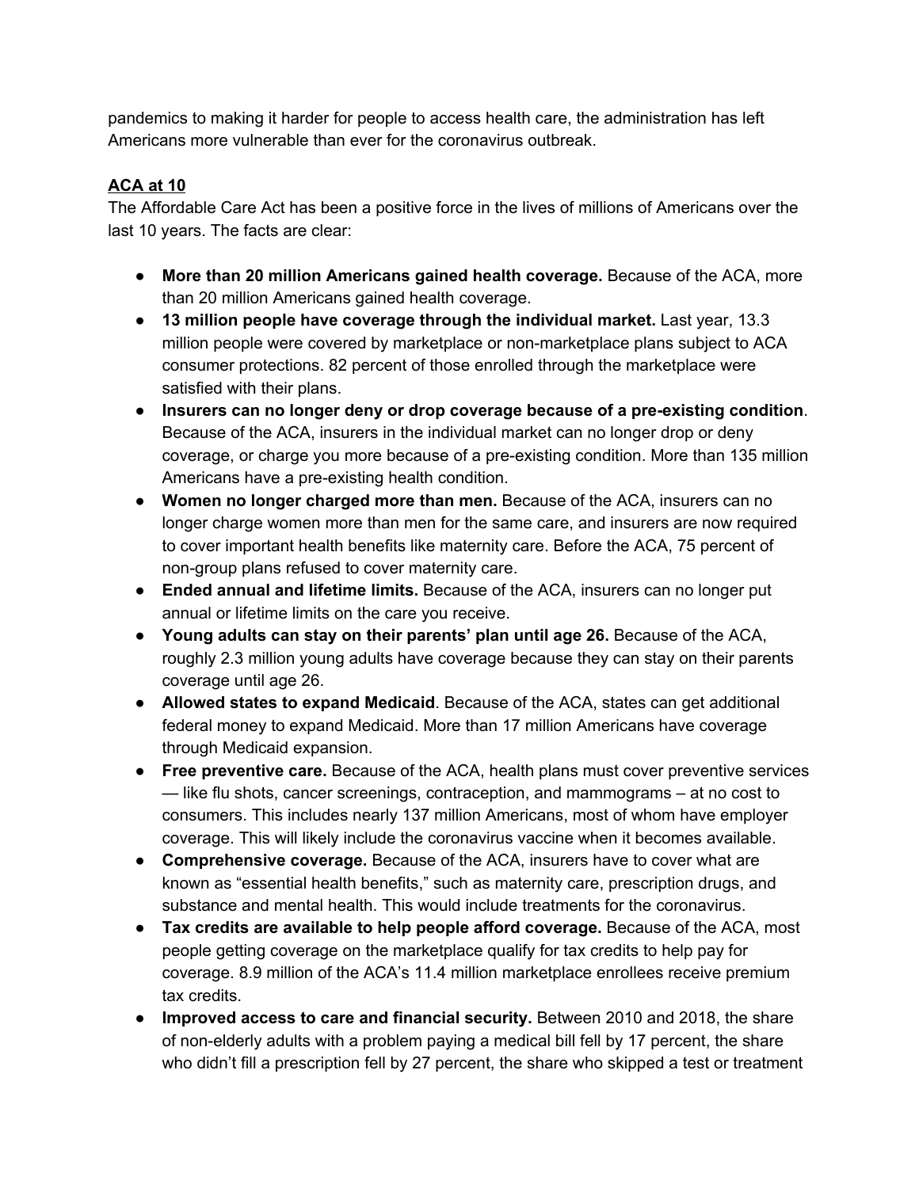pandemics to making it harder for people to access health care, the administration has left Americans more vulnerable than ever for the coronavirus outbreak.

**ACA at 10**

The Affordable Care Act has been a positive force in the lives of millions of Americans over the last 10 years. The facts are clear:

- **More than 20 million Americans gained health coverage.** Because of the ACA, more than 20 million Americans gained health coverage.
- **13 million people have coverage through the individual market.** Last year, 13.3 million people were covered by marketplace or non-marketplace plans subject to ACA consumer protections. 82 percent of those enrolled through the marketplace were satisfied with their plans.
- **Insurers can no longer deny or drop coverage because of a pre-existing condition**. Because of the ACA, insurers in the individual market can no longer drop or deny coverage, or charge you more because of a pre-existing condition. More than 135 million Americans have a pre-existing health condition.
- **Women no longer charged more than men.** Because of the ACA, insurers can no longer charge women more than men for the same care, and insurers are now required to cover important health benefits like maternity care. Before the ACA, 75 percent of non-group plans refused to cover maternity care.
- **Ended annual and lifetime limits.** Because of the ACA, insurers can no longer put annual or lifetime limits on the care you receive.
- **Young adults can stay on their parents' plan until age 26.** Because of the ACA, roughly 2.3 million young adults have coverage because they can stay on their parents coverage until age 26.
- **Allowed states to expand Medicaid**. Because of the ACA, states can get additional federal money to expand Medicaid. More than 17 million Americans have coverage through Medicaid expansion.
- **Free preventive care.** Because of the ACA, health plans must cover preventive services — like flu shots, cancer screenings, contraception, and mammograms – at no cost to consumers. This includes nearly 137 million Americans, most of whom have employer coverage. This will likely include the coronavirus vaccine when it becomes available.
- **Comprehensive coverage.** Because of the ACA, insurers have to cover what are known as "essential health benefits," such as maternity care, prescription drugs, and substance and mental health. This would include treatments for the coronavirus.
- **Tax credits are available to help people afford coverage.** Because of the ACA, most people getting coverage on the marketplace qualify for tax credits to help pay for coverage. 8.9 million of the ACA's 11.4 million marketplace enrollees receive premium tax credits.
- **Improved access to care and financial security.** Between 2010 and 2018, the share of non-elderly adults with a problem paying a medical bill fell by 17 percent, the share who didn't fill a prescription fell by 27 percent, the share who skipped a test or treatment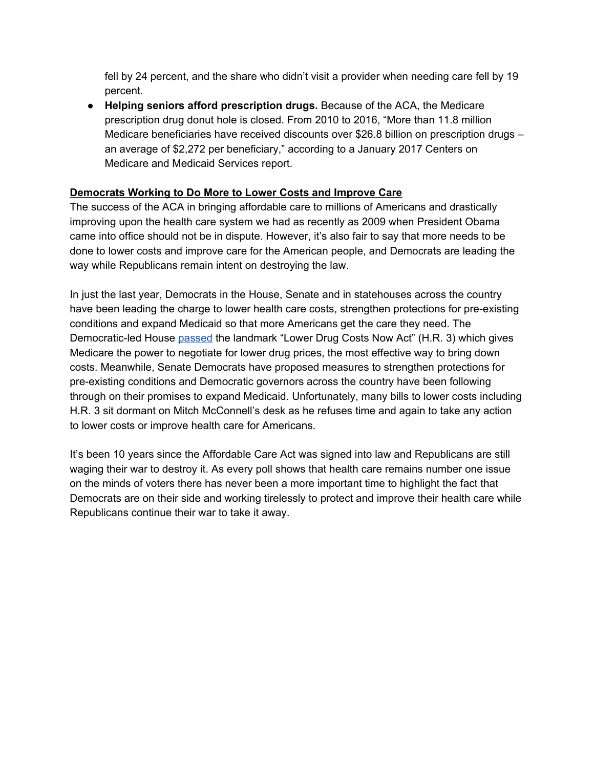fell by 24 percent, and the share who didn't visit a provider when needing care fell by 19 percent.

- **Helping seniors afford prescription drugs.** Because of the ACA, the Medicare prescription drug donut hole is closed. From 2010 to 2016, "More than 11.8 million Medicare beneficiaries have received discounts over $26.8 billion on prescription drugs – an average of $2,272 per beneficiary," according to a January 2017 Centers on Medicare and Medicaid Services report.

**Democrats Working to Do More to Lower Costs and Improve Care**

The success of the ACA in bringing affordable care to millions of Americans and drastically improving upon the health care system we had as recently as 2009 when President Obama came into office should not be in dispute. However, it's also fair to say that more needs to be done to lower costs and improve care for the American people, and Democrats are leading the way while Republicans remain intent on destroying the law.

In just the last year, Democrats in the House, Senate and in statehouses across the country have been leading the charge to lower health care costs, strengthen protections for pre-existing conditions and expand Medicaid so that more Americans get the care they need. The Democratic-led House passed the landmark "Lower Drug Costs Now Act" (H.R. 3) which gives Medicare the power to negotiate for lower drug prices, the most effective way to bring down costs. Meanwhile, Senate Democrats have proposed measures to strengthen protections for pre-existing conditions and Democratic governors across the country have been following through on their promises to expand Medicaid. Unfortunately, many bills to lower costs including H.R. 3 sit dormant on Mitch McConnell's desk as he refuses time and again to take any action to lower costs or improve health care for Americans.

It's been 10 years since the Affordable Care Act was signed into law and Republicans are still waging their war to destroy it. As every poll shows that health care remains number one issue on the minds of voters there has never been a more important time to highlight the fact that Democrats are on their side and working tirelessly to protect and improve their health care while Republicans continue their war to take it away.